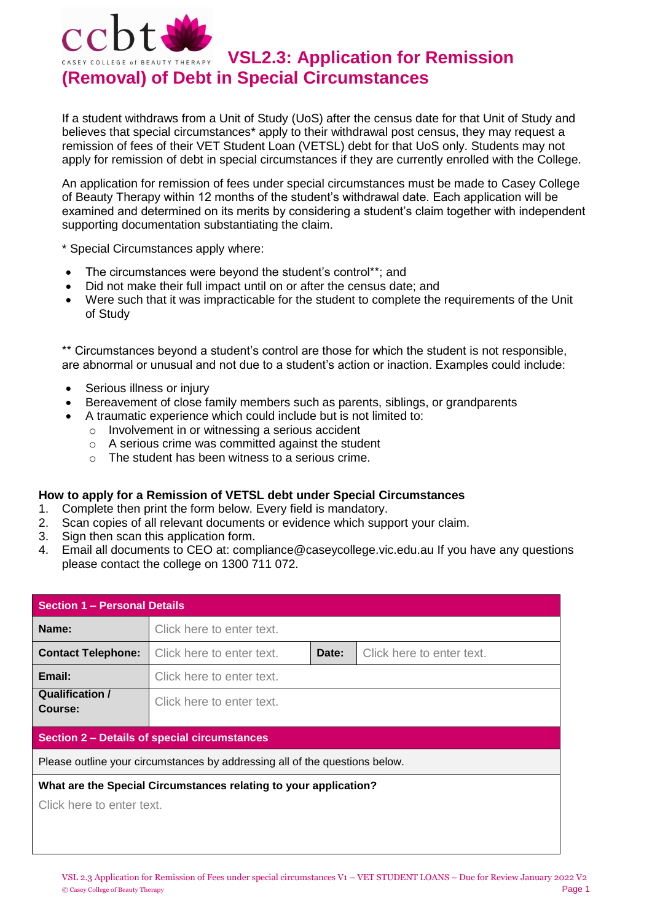ccbt

CASEY COLLEGE of BEAUTY THERAPY

# VSL2.3: Application for Remission (Removal) of Debt in Special Circumstances

If a student withdraws from a Unit of Study (UoS) after the census date for that Unit of Study and believes that special circumstances* apply to their withdrawal post census, they may request a remission of fees of their VET Student Loan (VETSL) debt for that UoS only. Students may not apply for remission of debt in special circumstances if they are currently enrolled with the College.

An application for remission of fees under special circumstances must be made to Casey College of Beauty Therapy within 12 months of the student's withdrawal date. Each application will be examined and determined on its merits by considering a student's claim together with independent supporting documentation substantiating the claim.

* Special Circumstances apply where:

- The circumstances were beyond the student's control**; and
- Did not make their full impact until on or after the census date; and
- Were such that it was impracticable for the student to complete the requirements of the Unit of Study

** Circumstances beyond a student's control are those for which the student is not responsible, are abnormal or unusual and not due to a student's action or inaction. Examples could include:

- Serious illness or injury
- Bereavement of close family members such as parents, siblings, or grandparents
- A traumatic experience which could include but is not limited to:
  - Involvement in or witnessing a serious accident
  - A serious crime was committed against the student
  - The student has been witness to a serious crime.

**How to apply for a Remission of VETSL debt under Special Circumstances**

1. Complete then print the form below. Every field is mandatory.
2. Scan copies of all relevant documents or evidence which support your claim.
3. Sign then scan this application form.
4. Email all documents to CEO at: compliance@caseycollege.vic.edu.au If you have any questions please contact the college on 1300 711 072.

| **Section 1 – Personal Details** | | | |
|---|---|---|---|
| **Name:** | Click here to enter text. | | |
| **Contact Telephone:** | Click here to enter text. | **Date:** | Click here to enter text. |
| **Email:** | Click here to enter text. | | |
| **Qualification / Course:** | Click here to enter text. | | |
| **Section 2 – Details of special circumstances** | | | |
| Please outline your circumstances by addressing all of the questions below. | | | |
| **What are the Special Circumstances relating to your application?** | | | |
| Click here to enter text. | | | |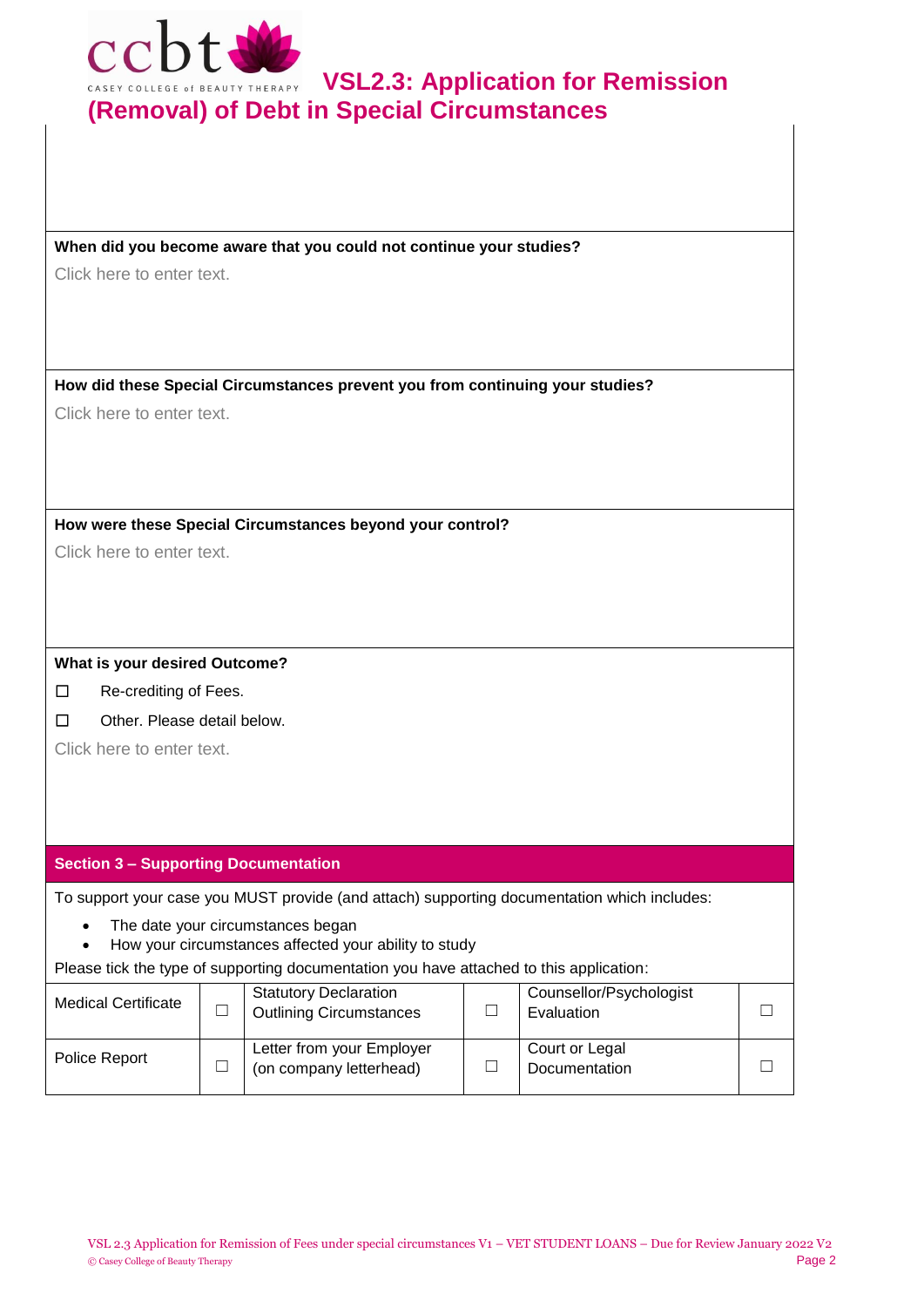**When did you become aware that you could not continue your studies?**

Click here to enter text.

**How did these Special Circumstances prevent you from continuing your studies?**

Click here to enter text.

**How were these Special Circumstances beyond your control?**

Click here to enter text.

**What is your desired Outcome?**

☐ Re-crediting of Fees.

☐ Other. Please detail below.

Click here to enter text.

## Section 3 – Supporting Documentation

To support your case you MUST provide (and attach) supporting documentation which includes:

- The date your circumstances began
- How your circumstances affected your ability to study

Please tick the type of supporting documentation you have attached to this application:

| | | | | | |
|---|---|---|---|---|---|
| Medical Certificate | ☐ | Statutory Declaration Outlining Circumstances | ☐ | Counsellor/Psychologist Evaluation | ☐ |
| Police Report | ☐ | Letter from your Employer (on company letterhead) | ☐ | Court or Legal Documentation | ☐ |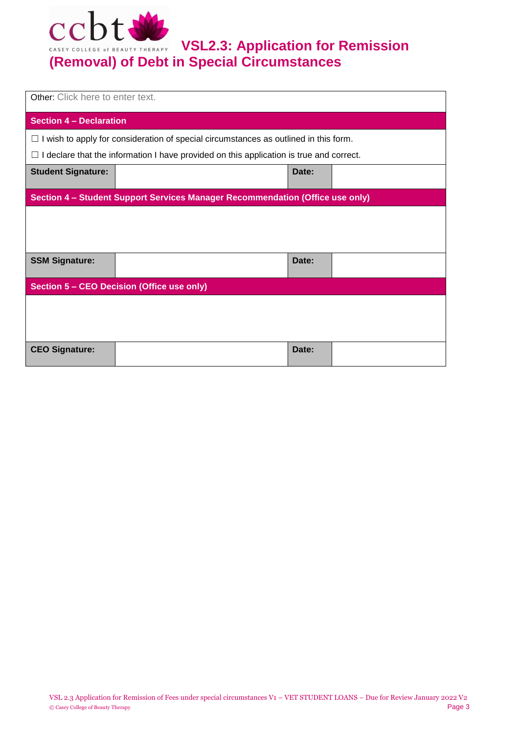# VSL2.3: Application for Remission (Removal) of Debt in Special Circumstances

| | | | |
|---|---|---|---|
| Other: Click here to enter text. | | | |
| **Section 4 – Declaration** | | | |
| ☐ I wish to apply for consideration of special circumstances as outlined in this form.<br>☐ I declare that the information I have provided on this application is true and correct. | | | |
| **Student Signature:** | | **Date:** | |
| **Section 4 – Student Support Services Manager Recommendation (Office use only)** | | | |
| | | | |
| **SSM Signature:** | | **Date:** | |
| **Section 5 – CEO Decision (Office use only)** | | | |
| | | | |
| **CEO Signature:** | | **Date:** | |